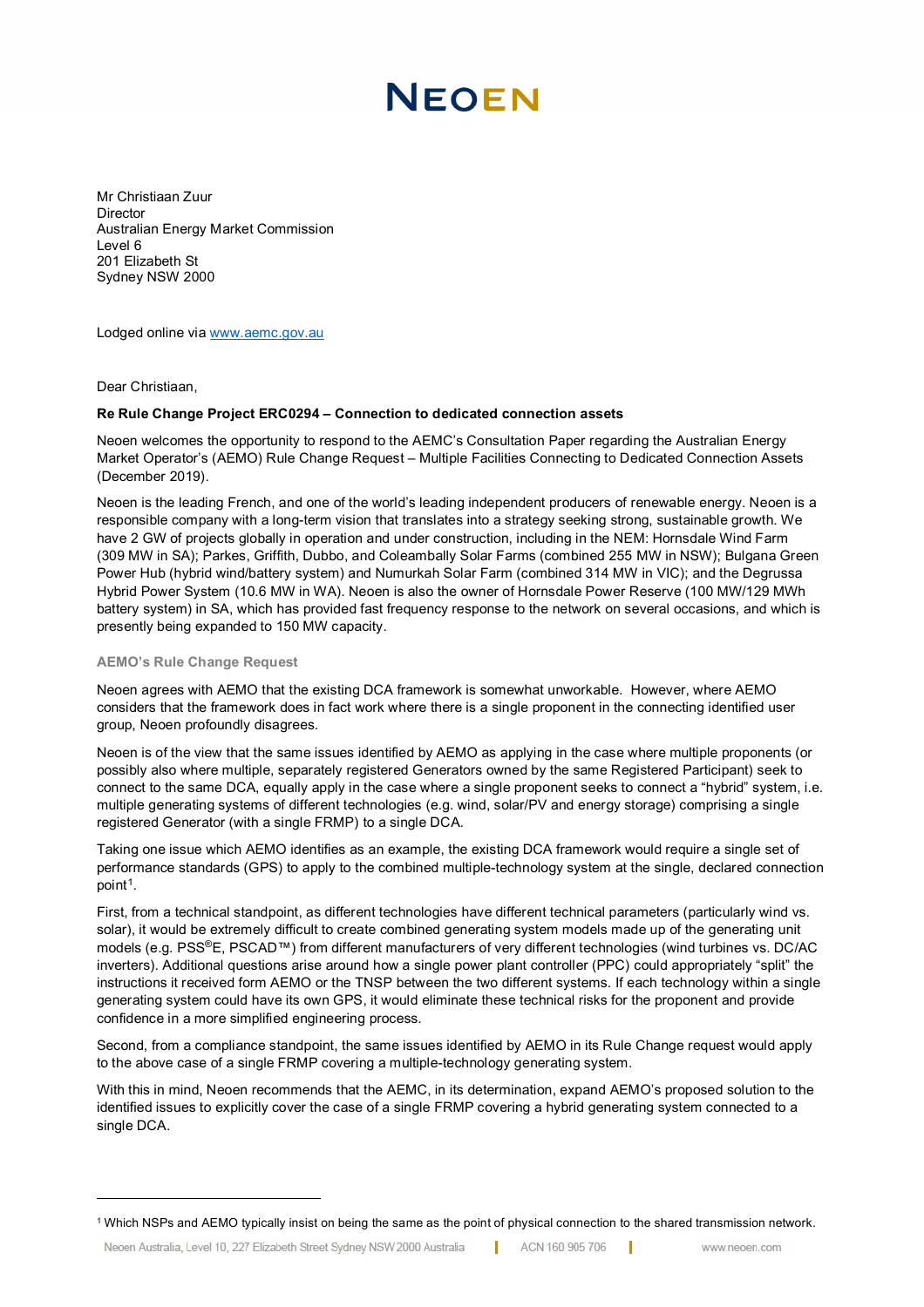# NEOEN

Mr Christiaan Zuur
Director
Australian Energy Market Commission
Level 6
201 Elizabeth St
Sydney NSW 2000

Lodged online via www.aemc.gov.au

Dear Christiaan,

**Re Rule Change Project ERC0294 – Connection to dedicated connection assets**

Neoen welcomes the opportunity to respond to the AEMC's Consultation Paper regarding the Australian Energy Market Operator's (AEMO) Rule Change Request – Multiple Facilities Connecting to Dedicated Connection Assets (December 2019).

Neoen is the leading French, and one of the world's leading independent producers of renewable energy. Neoen is a responsible company with a long-term vision that translates into a strategy seeking strong, sustainable growth. We have 2 GW of projects globally in operation and under construction, including in the NEM: Hornsdale Wind Farm (309 MW in SA); Parkes, Griffith, Dubbo, and Coleambally Solar Farms (combined 255 MW in NSW); Bulgana Green Power Hub (hybrid wind/battery system) and Numurkah Solar Farm (combined 314 MW in VIC); and the Degrussa Hybrid Power System (10.6 MW in WA). Neoen is also the owner of Hornsdale Power Reserve (100 MW/129 MWh battery system) in SA, which has provided fast frequency response to the network on several occasions, and which is presently being expanded to 150 MW capacity.

## AEMO's Rule Change Request

Neoen agrees with AEMO that the existing DCA framework is somewhat unworkable. However, where AEMO considers that the framework does in fact work where there is a single proponent in the connecting identified user group, Neoen profoundly disagrees.

Neoen is of the view that the same issues identified by AEMO as applying in the case where multiple proponents (or possibly also where multiple, separately registered Generators owned by the same Registered Participant) seek to connect to the same DCA, equally apply in the case where a single proponent seeks to connect a "hybrid" system, i.e. multiple generating systems of different technologies (e.g. wind, solar/PV and energy storage) comprising a single registered Generator (with a single FRMP) to a single DCA.

Taking one issue which AEMO identifies as an example, the existing DCA framework would require a single set of performance standards (GPS) to apply to the combined multiple-technology system at the single, declared connection point[1].

First, from a technical standpoint, as different technologies have different technical parameters (particularly wind vs. solar), it would be extremely difficult to create combined generating system models made up of the generating unit models (e.g. PSS®E, PSCAD™) from different manufacturers of very different technologies (wind turbines vs. DC/AC inverters). Additional questions arise around how a single power plant controller (PPC) could appropriately "split" the instructions it received form AEMO or the TNSP between the two different systems. If each technology within a single generating system could have its own GPS, it would eliminate these technical risks for the proponent and provide confidence in a more simplified engineering process.

Second, from a compliance standpoint, the same issues identified by AEMO in its Rule Change request would apply to the above case of a single FRMP covering a multiple-technology generating system.

With this in mind, Neoen recommends that the AEMC, in its determination, expand AEMO's proposed solution to the identified issues to explicitly cover the case of a single FRMP covering a hybrid generating system connected to a single DCA.

---

[1] Which NSPs and AEMO typically insist on being the same as the point of physical connection to the shared transmission network.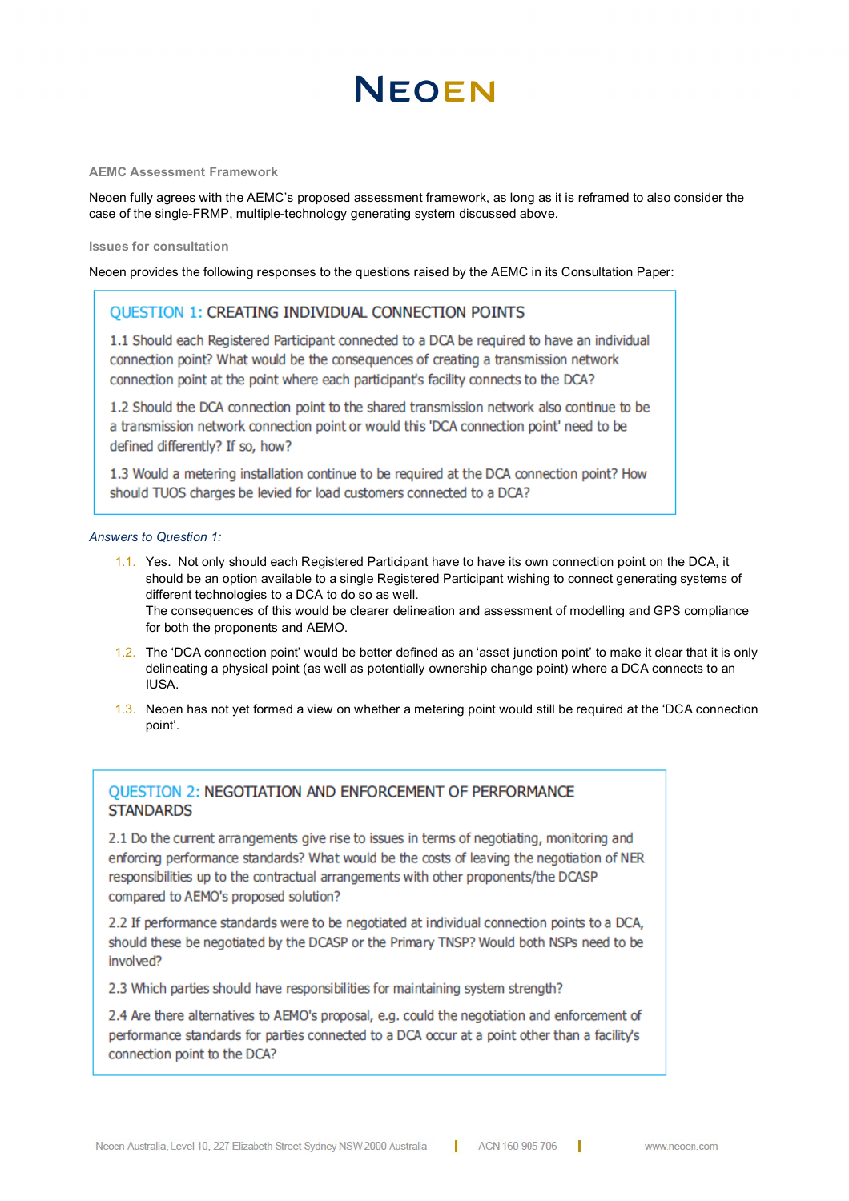### AEMC Assessment Framework

Neoen fully agrees with the AEMC's proposed assessment framework, as long as it is reframed to also consider the case of the single-FRMP, multiple-technology generating system discussed above.

### Issues for consultation

Neoen provides the following responses to the questions raised by the AEMC in its Consultation Paper:

> **QUESTION 1: CREATING INDIVIDUAL CONNECTION POINTS**
>
> 1.1 Should each Registered Participant connected to a DCA be required to have an individual connection point? What would be the consequences of creating a transmission network connection point at the point where each participant's facility connects to the DCA?
>
> 1.2 Should the DCA connection point to the shared transmission network also continue to be a transmission network connection point or would this 'DCA connection point' need to be defined differently? If so, how?
>
> 1.3 Would a metering installation continue to be required at the DCA connection point? How should TUOS charges be levied for load customers connected to a DCA?

*Answers to Question 1:*

1.1. Yes. Not only should each Registered Participant have to have its own connection point on the DCA, it should be an option available to a single Registered Participant wishing to connect generating systems of different technologies to a DCA to do so as well.
The consequences of this would be clearer delineation and assessment of modelling and GPS compliance for both the proponents and AEMO.

1.2. The 'DCA connection point' would be better defined as an 'asset junction point' to make it clear that it is only delineating a physical point (as well as potentially ownership change point) where a DCA connects to an IUSA.

1.3. Neoen has not yet formed a view on whether a metering point would still be required at the 'DCA connection point'.

> **QUESTION 2: NEGOTIATION AND ENFORCEMENT OF PERFORMANCE STANDARDS**
>
> 2.1 Do the current arrangements give rise to issues in terms of negotiating, monitoring and enforcing performance standards? What would be the costs of leaving the negotiation of NER responsibilities up to the contractual arrangements with other proponents/the DCASP compared to AEMO's proposed solution?
>
> 2.2 If performance standards were to be negotiated at individual connection points to a DCA, should these be negotiated by the DCASP or the Primary TNSP? Would both NSPs need to be involved?
>
> 2.3 Which parties should have responsibilities for maintaining system strength?
>
> 2.4 Are there alternatives to AEMO's proposal, e.g. could the negotiation and enforcement of performance standards for parties connected to a DCA occur at a point other than a facility's connection point to the DCA?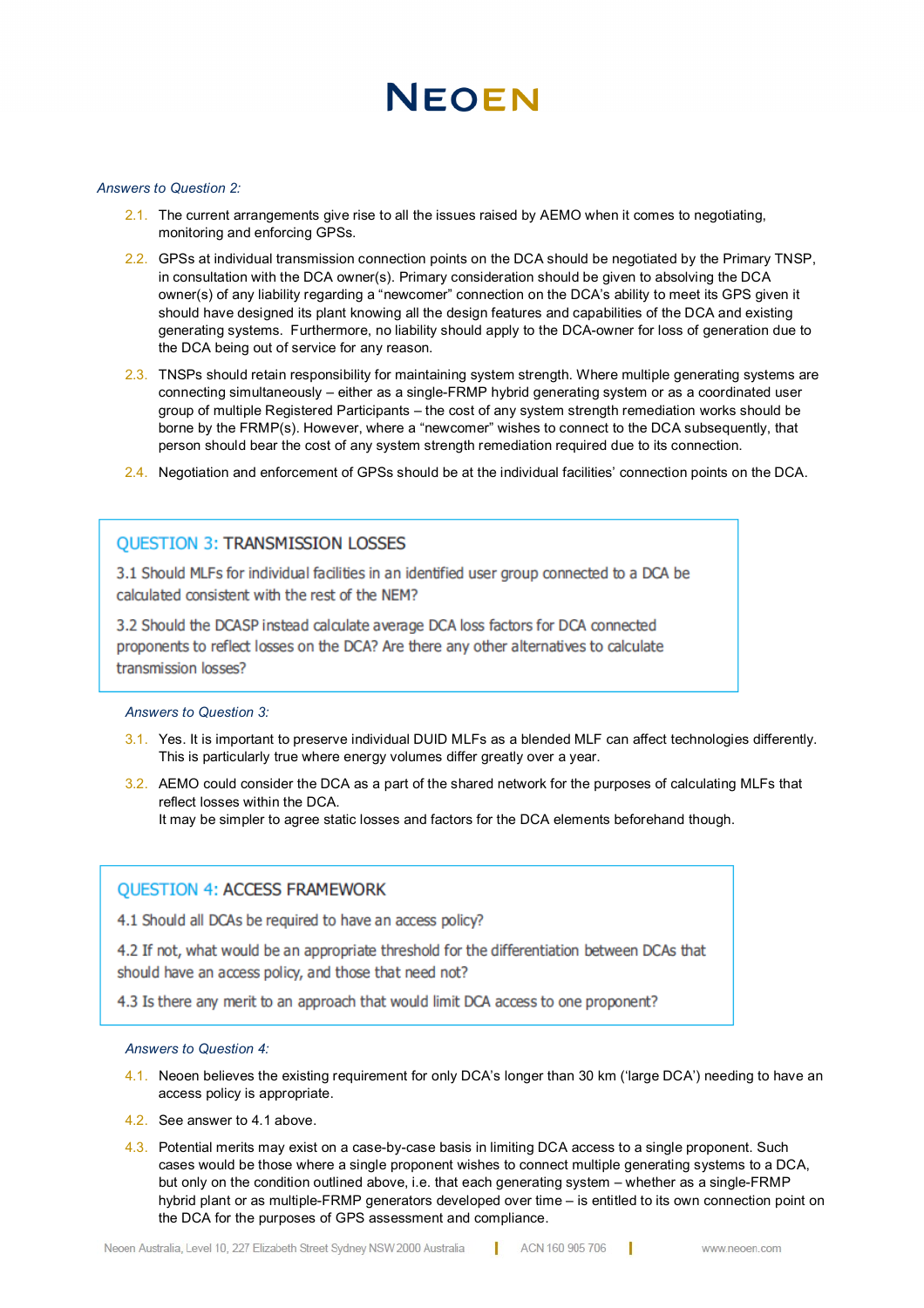*Answers to Question 2:*

2.1. The current arrangements give rise to all the issues raised by AEMO when it comes to negotiating, monitoring and enforcing GPSs.

2.2. GPSs at individual transmission connection points on the DCA should be negotiated by the Primary TNSP, in consultation with the DCA owner(s). Primary consideration should be given to absolving the DCA owner(s) of any liability regarding a "newcomer" connection on the DCA's ability to meet its GPS given it should have designed its plant knowing all the design features and capabilities of the DCA and existing generating systems. Furthermore, no liability should apply to the DCA-owner for loss of generation due to the DCA being out of service for any reason.

2.3. TNSPs should retain responsibility for maintaining system strength. Where multiple generating systems are connecting simultaneously – either as a single-FRMP hybrid generating system or as a coordinated user group of multiple Registered Participants – the cost of any system strength remediation works should be borne by the FRMP(s). However, where a "newcomer" wishes to connect to the DCA subsequently, that person should bear the cost of any system strength remediation required due to its connection.

2.4. Negotiation and enforcement of GPSs should be at the individual facilities' connection points on the DCA.

## QUESTION 3: TRANSMISSION LOSSES

3.1 Should MLFs for individual facilities in an identified user group connected to a DCA be calculated consistent with the rest of the NEM?

3.2 Should the DCASP instead calculate average DCA loss factors for DCA connected proponents to reflect losses on the DCA? Are there any other alternatives to calculate transmission losses?

*Answers to Question 3:*

3.1. Yes. It is important to preserve individual DUID MLFs as a blended MLF can affect technologies differently. This is particularly true where energy volumes differ greatly over a year.

3.2. AEMO could consider the DCA as a part of the shared network for the purposes of calculating MLFs that reflect losses within the DCA.
It may be simpler to agree static losses and factors for the DCA elements beforehand though.

## QUESTION 4: ACCESS FRAMEWORK

4.1 Should all DCAs be required to have an access policy?

4.2 If not, what would be an appropriate threshold for the differentiation between DCAs that should have an access policy, and those that need not?

4.3 Is there any merit to an approach that would limit DCA access to one proponent?

*Answers to Question 4:*

4.1. Neoen believes the existing requirement for only DCA's longer than 30 km ('large DCA') needing to have an access policy is appropriate.

4.2. See answer to 4.1 above.

4.3. Potential merits may exist on a case-by-case basis in limiting DCA access to a single proponent. Such cases would be those where a single proponent wishes to connect multiple generating systems to a DCA, but only on the condition outlined above, i.e. that each generating system – whether as a single-FRMP hybrid plant or as multiple-FRMP generators developed over time – is entitled to its own connection point on the DCA for the purposes of GPS assessment and compliance.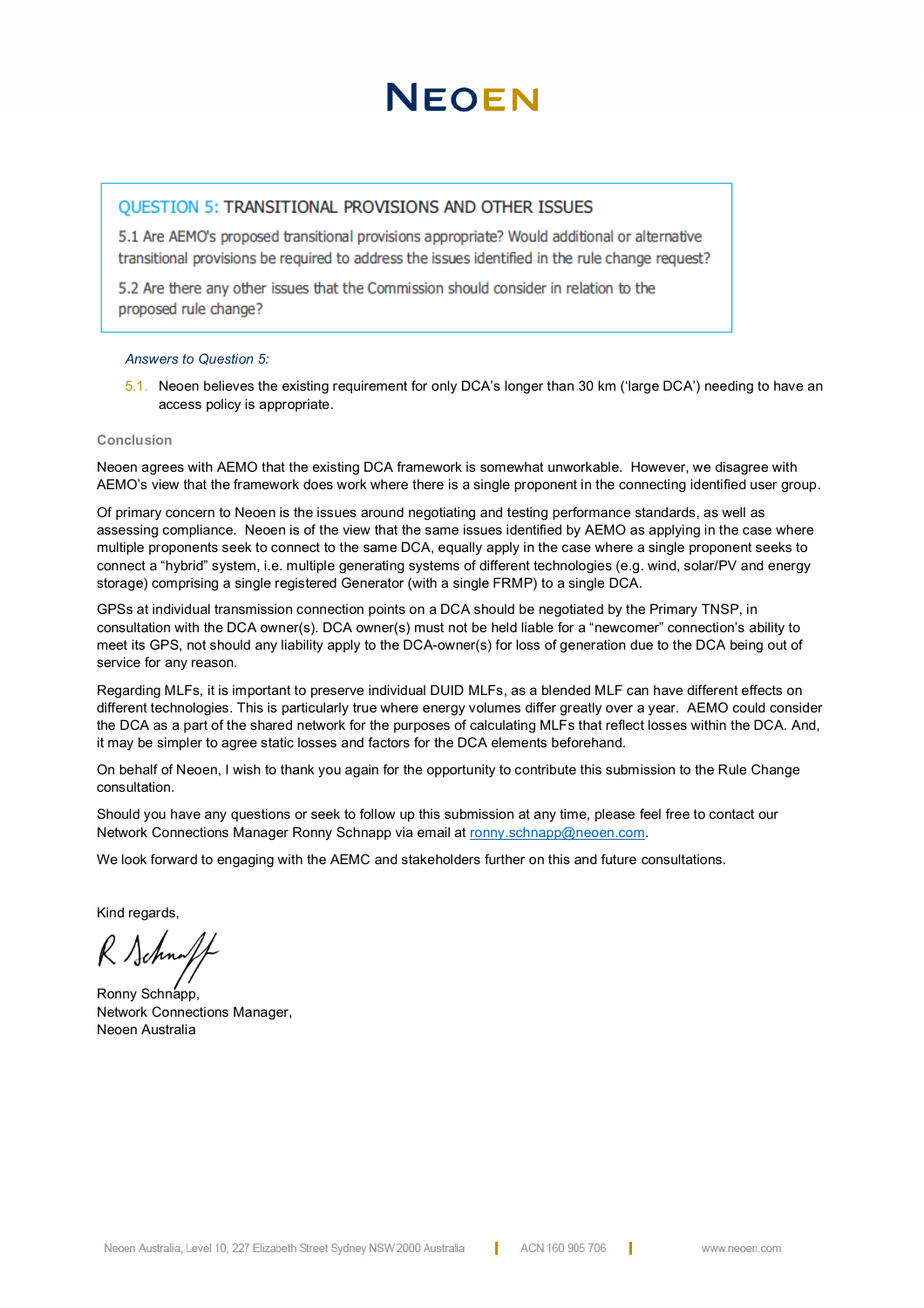# NEOEN

> **QUESTION 5: TRANSITIONAL PROVISIONS AND OTHER ISSUES**
>
> 5.1 Are AEMO's proposed transitional provisions appropriate? Would additional or alternative transitional provisions be required to address the issues identified in the rule change request?
>
> 5.2 Are there any other issues that the Commission should consider in relation to the proposed rule change?

*Answers to Question 5:*

5.1. Neoen believes the existing requirement for only DCA's longer than 30 km ('large DCA') needing to have an access policy is appropriate.

**Conclusion**

Neoen agrees with AEMO that the existing DCA framework is somewhat unworkable. However, we disagree with AEMO's view that the framework does work where there is a single proponent in the connecting identified user group.

Of primary concern to Neoen is the issues around negotiating and testing performance standards, as well as assessing compliance. Neoen is of the view that the same issues identified by AEMO as applying in the case where multiple proponents seek to connect to the same DCA, equally apply in the case where a single proponent seeks to connect a "hybrid" system, i.e. multiple generating systems of different technologies (e.g. wind, solar/PV and energy storage) comprising a single registered Generator (with a single FRMP) to a single DCA.

GPSs at individual transmission connection points on a DCA should be negotiated by the Primary TNSP, in consultation with the DCA owner(s). DCA owner(s) must not be held liable for a "newcomer" connection's ability to meet its GPS, not should any liability apply to the DCA-owner(s) for loss of generation due to the DCA being out of service for any reason.

Regarding MLFs, it is important to preserve individual DUID MLFs, as a blended MLF can have different effects on different technologies. This is particularly true where energy volumes differ greatly over a year. AEMO could consider the DCA as a part of the shared network for the purposes of calculating MLFs that reflect losses within the DCA. And, it may be simpler to agree static losses and factors for the DCA elements beforehand.

On behalf of Neoen, I wish to thank you again for the opportunity to contribute this submission to the Rule Change consultation.

Should you have any questions or seek to follow up this submission at any time, please feel free to contact our Network Connections Manager Ronny Schnapp via email at ronny.schnapp@neoen.com.

We look forward to engaging with the AEMC and stakeholders further on this and future consultations.

Kind regards,

Ronny Schnapp,
Network Connections Manager,
Neoen Australia

Neoen Australia, Level 10, 227 Elizabeth Street Sydney NSW 2000 Australia | ACN 160 905 706 | www.neoen.com